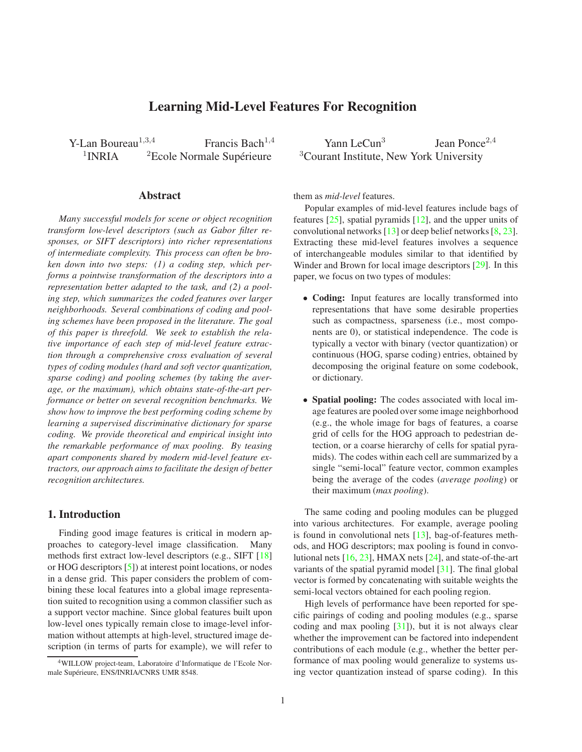# Learning Mid-Level Features For Recognition

Y-Lan Boureau[1,3,4] Francis Bach[1,4] Yann LeCun[3] Jean Ponce[2,4]

[1]INRIA [2]Ecole Normale Supérieure [3]Courant Institute, New York University

## Abstract

*Many successful models for scene or object recognition transform low-level descriptors (such as Gabor filter responses, or SIFT descriptors) into richer representations of intermediate complexity. This process can often be broken down into two steps: (1) a coding step, which performs a pointwise transformation of the descriptors into a representation better adapted to the task, and (2) a pooling step, which summarizes the coded features over larger neighborhoods. Several combinations of coding and pooling schemes have been proposed in the literature. The goal of this paper is threefold. We seek to establish the relative importance of each step of mid-level feature extraction through a comprehensive cross evaluation of several types of coding modules (hard and soft vector quantization, sparse coding) and pooling schemes (by taking the average, or the maximum), which obtains state-of-the-art performance or better on several recognition benchmarks. We show how to improve the best performing coding scheme by learning a supervised discriminative dictionary for sparse coding. We provide theoretical and empirical insight into the remarkable performance of max pooling. By teasing apart components shared by modern mid-level feature extractors, our approach aims to facilitate the design of better recognition architectures.*

## 1. Introduction

Finding good image features is critical in modern approaches to category-level image classification. Many methods first extract low-level descriptors (e.g., SIFT [18] or HOG descriptors [5]) at interest point locations, or nodes in a dense grid. This paper considers the problem of combining these local features into a global image representation suited to recognition using a common classifier such as a support vector machine. Since global features built upon low-level ones typically remain close to image-level information without attempts at high-level, structured image description (in terms of parts for example), we will refer to them as *mid-level* features.

Popular examples of mid-level features include bags of features [25], spatial pyramids [12], and the upper units of convolutional networks [13] or deep belief networks [8, 23]. Extracting these mid-level features involves a sequence of interchangeable modules similar to that identified by Winder and Brown for local image descriptors [29]. In this paper, we focus on two types of modules:

- **Coding:** Input features are locally transformed into representations that have some desirable properties such as compactness, sparseness (i.e., most components are 0), or statistical independence. The code is typically a vector with binary (vector quantization) or continuous (HOG, sparse coding) entries, obtained by decomposing the original feature on some codebook, or dictionary.
- **Spatial pooling:** The codes associated with local image features are pooled over some image neighborhood (e.g., the whole image for bags of features, a coarse grid of cells for the HOG approach to pedestrian detection, or a coarse hierarchy of cells for spatial pyramids). The codes within each cell are summarized by a single "semi-local" feature vector, common examples being the average of the codes (*average pooling*) or their maximum (*max pooling*).

The same coding and pooling modules can be plugged into various architectures. For example, average pooling is found in convolutional nets [13], bag-of-features methods, and HOG descriptors; max pooling is found in convolutional nets [16, 23], HMAX nets [24], and state-of-the-art variants of the spatial pyramid model [31]. The final global vector is formed by concatenating with suitable weights the semi-local vectors obtained for each pooling region.

High levels of performance have been reported for specific pairings of coding and pooling modules (e.g., sparse coding and max pooling [31]), but it is not always clear whether the improvement can be factored into independent contributions of each module (e.g., whether the better performance of max pooling would generalize to systems using vector quantization instead of sparse coding). In this

[4]WILLOW project-team, Laboratoire d'Informatique de l'Ecole Normale Supérieure, ENS/INRIA/CNRS UMR 8548.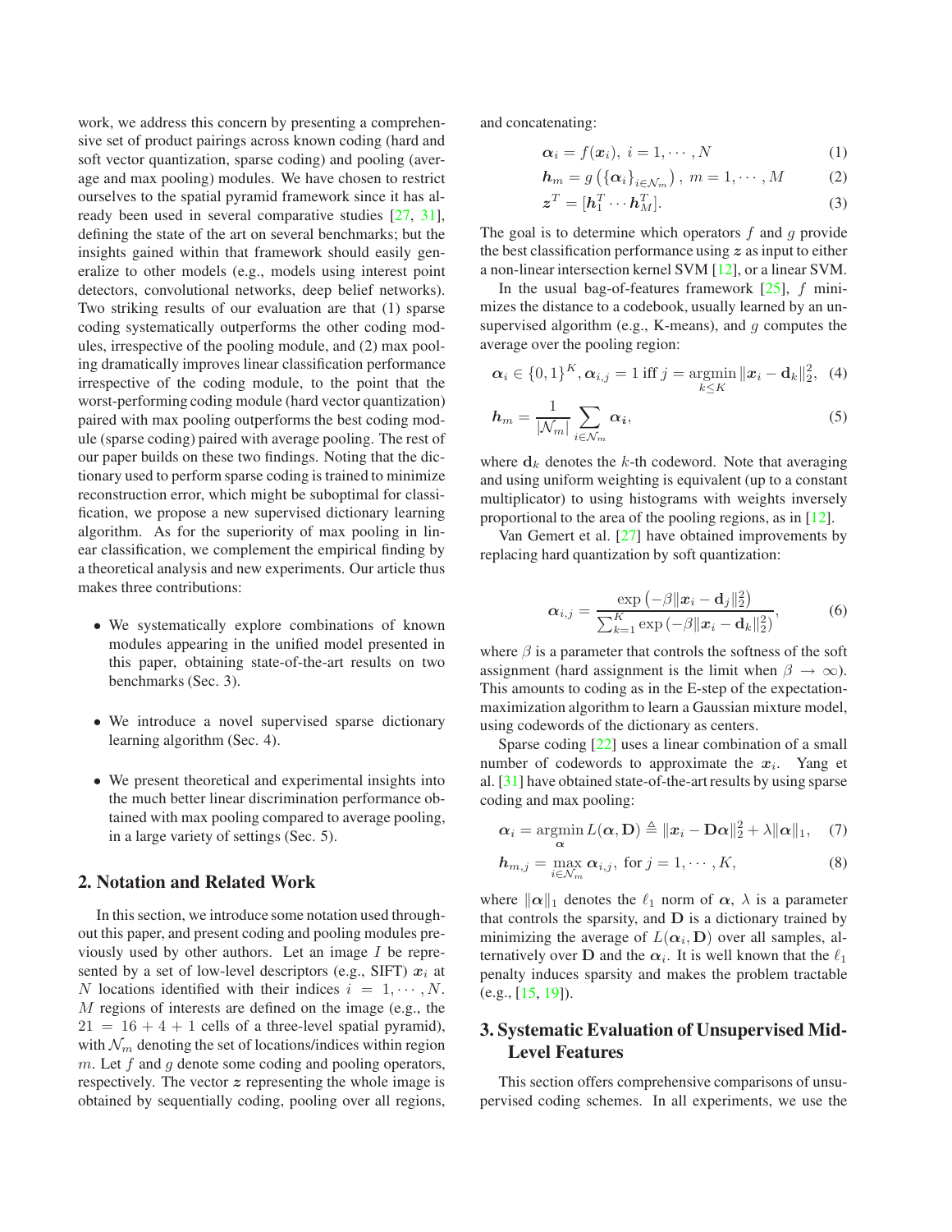work, we address this concern by presenting a comprehensive set of product pairings across known coding (hard and soft vector quantization, sparse coding) and pooling (average and max pooling) modules. We have chosen to restrict ourselves to the spatial pyramid framework since it has already been used in several comparative studies [27, 31], defining the state of the art on several benchmarks; but the insights gained within that framework should easily generalize to other models (e.g., models using interest point detectors, convolutional networks, deep belief networks). Two striking results of our evaluation are that (1) sparse coding systematically outperforms the other coding modules, irrespective of the pooling module, and (2) max pooling dramatically improves linear classification performance irrespective of the coding module, to the point that the worst-performing coding module (hard vector quantization) paired with max pooling outperforms the best coding module (sparse coding) paired with average pooling. The rest of our paper builds on these two findings. Noting that the dictionary used to perform sparse coding is trained to minimize reconstruction error, which might be suboptimal for classification, we propose a new supervised dictionary learning algorithm. As for the superiority of max pooling in linear classification, we complement the empirical finding by a theoretical analysis and new experiments. Our article thus makes three contributions:

- We systematically explore combinations of known modules appearing in the unified model presented in this paper, obtaining state-of-the-art results on two benchmarks (Sec. 3).
- We introduce a novel supervised sparse dictionary learning algorithm (Sec. 4).
- We present theoretical and experimental insights into the much better linear discrimination performance obtained with max pooling compared to average pooling, in a large variety of settings (Sec. 5).

## 2. Notation and Related Work

In this section, we introduce some notation used throughout this paper, and present coding and pooling modules previously used by other authors. Let an image $I$ be represented by a set of low-level descriptors (e.g., SIFT) $\boldsymbol{x}_i$ at $N$ locations identified with their indices $i = 1, \cdots, N$. $M$ regions of interests are defined on the image (e.g., the $21 = 16 + 4 + 1$ cells of a three-level spatial pyramid), with $\mathcal{N}_m$ denoting the set of locations/indices within region $m$. Let $f$ and $g$ denote some coding and pooling operators, respectively. The vector $\boldsymbol{z}$ representing the whole image is obtained by sequentially coding, pooling over all regions, and concatenating:

$$\boldsymbol{\alpha}_i = f(\boldsymbol{x}_i),\ i = 1, \cdots, N \quad (1)$$

$$\boldsymbol{h}_m = g\left(\{\boldsymbol{\alpha}_i\}_{i \in \mathcal{N}_m}\right),\ m = 1, \cdots, M \quad (2)$$

$$\boldsymbol{z}^T = [\boldsymbol{h}_1^T \cdots \boldsymbol{h}_M^T]. \quad (3)$$

The goal is to determine which operators $f$ and $g$ provide the best classification performance using $\boldsymbol{z}$ as input to either a non-linear intersection kernel SVM [12], or a linear SVM.

In the usual bag-of-features framework [25], $f$ minimizes the distance to a codebook, usually learned by an unsupervised algorithm (e.g., K-means), and $g$ computes the average over the pooling region:

$$\boldsymbol{\alpha}_i \in \{0, 1\}^K, \boldsymbol{\alpha}_{i,j} = 1 \text{ iff } j = \underset{k \leq K}{\operatorname{argmin}} \|\boldsymbol{x}_i - \mathbf{d}_k\|_2^2, \quad (4)$$

$$\boldsymbol{h}_m = \frac{1}{|\mathcal{N}_m|} \sum_{i \in \mathcal{N}_m} \boldsymbol{\alpha}_i, \quad (5)$$

where $\mathbf{d}_k$ denotes the $k$-th codeword. Note that averaging and using uniform weighting is equivalent (up to a constant multiplicator) to using histograms with weights inversely proportional to the area of the pooling regions, as in [12].

Van Gemert et al. [27] have obtained improvements by replacing hard quantization by soft quantization:

$$\boldsymbol{\alpha}_{i,j} = \frac{\exp\left(-\beta \|\boldsymbol{x}_i - \mathbf{d}_j\|_2^2\right)}{\sum_{k=1}^{K} \exp\left(-\beta \|\boldsymbol{x}_i - \mathbf{d}_k\|_2^2\right)}, \quad (6)$$

where $\beta$ is a parameter that controls the softness of the soft assignment (hard assignment is the limit when $\beta \to \infty$). This amounts to coding as in the E-step of the expectation-maximization algorithm to learn a Gaussian mixture model, using codewords of the dictionary as centers.

Sparse coding [22] uses a linear combination of a small number of codewords to approximate the $\boldsymbol{x}_i$. Yang et al. [31] have obtained state-of-the-art results by using sparse coding and max pooling:

$$\boldsymbol{\alpha}_i = \underset{\boldsymbol{\alpha}}{\operatorname{argmin}}\, L(\boldsymbol{\alpha}, \mathbf{D}) \triangleq \|\boldsymbol{x}_i - \mathbf{D}\boldsymbol{\alpha}\|_2^2 + \lambda \|\boldsymbol{\alpha}\|_1, \quad (7)$$

$$\boldsymbol{h}_{m,j} = \max_{i \in \mathcal{N}_m} \boldsymbol{\alpha}_{i,j},\ \text{for } j = 1, \cdots, K, \quad (8)$$

where $\|\boldsymbol{\alpha}\|_1$ denotes the $\ell_1$ norm of $\boldsymbol{\alpha}$, $\lambda$ is a parameter that controls the sparsity, and $\mathbf{D}$ is a dictionary trained by minimizing the average of $L(\boldsymbol{\alpha}_i, \mathbf{D})$ over all samples, alternatively over $\mathbf{D}$ and the $\boldsymbol{\alpha}_i$. It is well known that the $\ell_1$ penalty induces sparsity and makes the problem tractable (e.g., [15, 19]).

## 3. Systematic Evaluation of Unsupervised Mid-Level Features

This section offers comprehensive comparisons of unsupervised coding schemes. In all experiments, we use the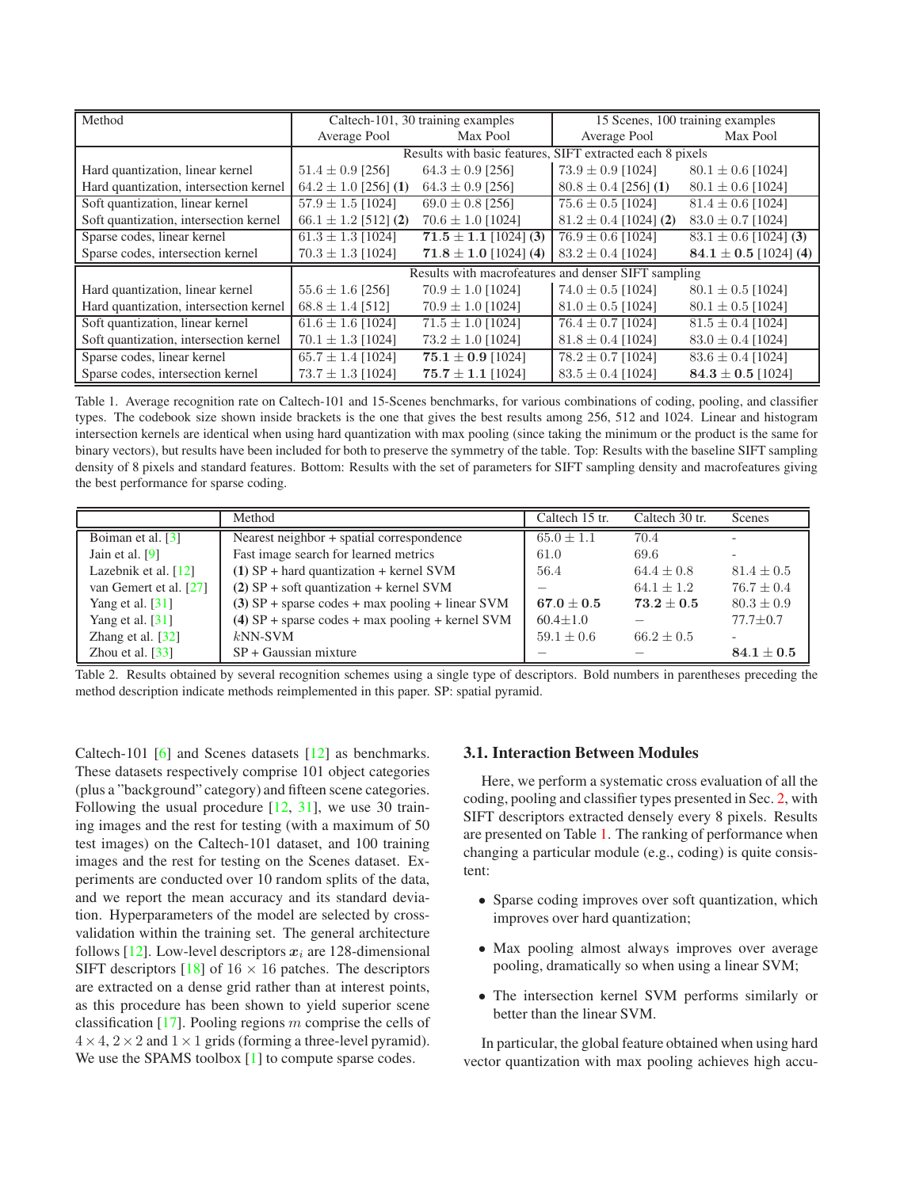| Method | Caltech-101, 30 training examples | | 15 Scenes, 100 training examples | |
|---|---|---|---|---|
| | Average Pool | Max Pool | Average Pool | Max Pool |
| | Results with basic features, SIFT extracted each 8 pixels | | | |
| Hard quantization, linear kernel | $51.4 \pm 0.9$ [256] | $64.3 \pm 0.9$ [256] | $73.9 \pm 0.9$ [1024] | $80.1 \pm 0.6$ [1024] |
| Hard quantization, intersection kernel | $64.2 \pm 1.0$ [256] **(1)** | $64.3 \pm 0.9$ [256] | $80.8 \pm 0.4$ [256] **(1)** | $80.1 \pm 0.6$ [1024] |
| Soft quantization, linear kernel | $57.9 \pm 1.5$ [1024] | $69.0 \pm 0.8$ [256] | $75.6 \pm 0.5$ [1024] | $81.4 \pm 0.6$ [1024] |
| Soft quantization, intersection kernel | $66.1 \pm 1.2$ [512] **(2)** | $70.6 \pm 1.0$ [1024] | $81.2 \pm 0.4$ [1024] **(2)** | $83.0 \pm 0.7$ [1024] |
| Sparse codes, linear kernel | $61.3 \pm 1.3$ [1024] | $\mathbf{71.5 \pm 1.1}$ [1024] **(3)** | $76.9 \pm 0.6$ [1024] | $83.1 \pm 0.6$ [1024] **(3)** |
| Sparse codes, intersection kernel | $70.3 \pm 1.3$ [1024] | $\mathbf{71.8 \pm 1.0}$ [1024] **(4)** | $83.2 \pm 0.4$ [1024] | $\mathbf{84.1 \pm 0.5}$ [1024] **(4)** |
| | Results with macrofeatures and denser SIFT sampling | | | |
| Hard quantization, linear kernel | $55.6 \pm 1.6$ [256] | $70.9 \pm 1.0$ [1024] | $74.0 \pm 0.5$ [1024] | $80.1 \pm 0.5$ [1024] |
| Hard quantization, intersection kernel | $68.8 \pm 1.4$ [512] | $70.9 \pm 1.0$ [1024] | $81.0 \pm 0.5$ [1024] | $80.1 \pm 0.5$ [1024] |
| Soft quantization, linear kernel | $61.6 \pm 1.6$ [1024] | $71.5 \pm 1.0$ [1024] | $76.4 \pm 0.7$ [1024] | $81.5 \pm 0.4$ [1024] |
| Soft quantization, intersection kernel | $70.1 \pm 1.3$ [1024] | $73.2 \pm 1.0$ [1024] | $81.8 \pm 0.4$ [1024] | $83.0 \pm 0.4$ [1024] |
| Sparse codes, linear kernel | $65.7 \pm 1.4$ [1024] | $\mathbf{75.1 \pm 0.9}$ [1024] | $78.2 \pm 0.7$ [1024] | $83.6 \pm 0.4$ [1024] |
| Sparse codes, intersection kernel | $73.7 \pm 1.3$ [1024] | $\mathbf{75.7 \pm 1.1}$ [1024] | $83.5 \pm 0.4$ [1024] | $\mathbf{84.3 \pm 0.5}$ [1024] |

Table 1. Average recognition rate on Caltech-101 and 15-Scenes benchmarks, for various combinations of coding, pooling, and classifier types. The codebook size shown inside brackets is the one that gives the best results among 256, 512 and 1024. Linear and histogram intersection kernels are identical when using hard quantization with max pooling (since taking the minimum or the product is the same for binary vectors), but results have been included for both to preserve the symmetry of the table. Top: Results with the baseline SIFT sampling density of 8 pixels and standard features. Bottom: Results with the set of parameters for SIFT sampling density and macrofeatures giving the best performance for sparse coding.

| | Method | Caltech 15 tr. | Caltech 30 tr. | Scenes |
|---|---|---|---|---|
| Boiman et al. [3] | Nearest neighbor + spatial correspondence | $65.0 \pm 1.1$ | 70.4 | - |
| Jain et al. [9] | Fast image search for learned metrics | 61.0 | 69.6 | - |
| Lazebnik et al. [12] | **(1)** SP + hard quantization + kernel SVM | 56.4 | $64.4 \pm 0.8$ | $81.4 \pm 0.5$ |
| van Gemert et al. [27] | **(2)** SP + soft quantization + kernel SVM | – | $64.1 \pm 1.2$ | $76.7 \pm 0.4$ |
| Yang et al. [31] | **(3)** SP + sparse codes + max pooling + linear SVM | $\mathbf{67.0 \pm 0.5}$ | $\mathbf{73.2 \pm 0.5}$ | $80.3 \pm 0.9$ |
| Yang et al. [31] | **(4)** SP + sparse codes + max pooling + kernel SVM | $60.4 \pm 1.0$ | – | $77.7 \pm 0.7$ |
| Zhang et al. [32] | $k$NN-SVM | $59.1 \pm 0.6$ | $66.2 \pm 0.5$ | - |
| Zhou et al. [33] | SP + Gaussian mixture | – | – | $\mathbf{84.1 \pm 0.5}$ |

Table 2. Results obtained by several recognition schemes using a single type of descriptors. Bold numbers in parentheses preceding the method description indicate methods reimplemented in this paper. SP: spatial pyramid.

Caltech-101 [6] and Scenes datasets [12] as benchmarks. These datasets respectively comprise 101 object categories (plus a "background" category) and fifteen scene categories. Following the usual procedure [12, 31], we use 30 training images and the rest for testing (with a maximum of 50 test images) on the Caltech-101 dataset, and 100 training images and the rest for testing on the Scenes dataset. Experiments are conducted over 10 random splits of the data, and we report the mean accuracy and its standard deviation. Hyperparameters of the model are selected by cross-validation within the training set. The general architecture follows [12]. Low-level descriptors $\boldsymbol{x}_i$ are 128-dimensional SIFT descriptors [18] of $16 \times 16$ patches. The descriptors are extracted on a dense grid rather than at interest points, as this procedure has been shown to yield superior scene classification [17]. Pooling regions $m$ comprise the cells of $4 \times 4$, $2 \times 2$ and $1 \times 1$ grids (forming a three-level pyramid). We use the SPAMS toolbox [1] to compute sparse codes.

### 3.1. Interaction Between Modules

Here, we perform a systematic cross evaluation of all the coding, pooling and classifier types presented in Sec. 2, with SIFT descriptors extracted densely every 8 pixels. Results are presented on Table 1. The ranking of performance when changing a particular module (e.g., coding) is quite consistent:

- Sparse coding improves over soft quantization, which improves over hard quantization;
- Max pooling almost always improves over average pooling, dramatically so when using a linear SVM;
- The intersection kernel SVM performs similarly or better than the linear SVM.

In particular, the global feature obtained when using hard vector quantization with max pooling achieves high accu-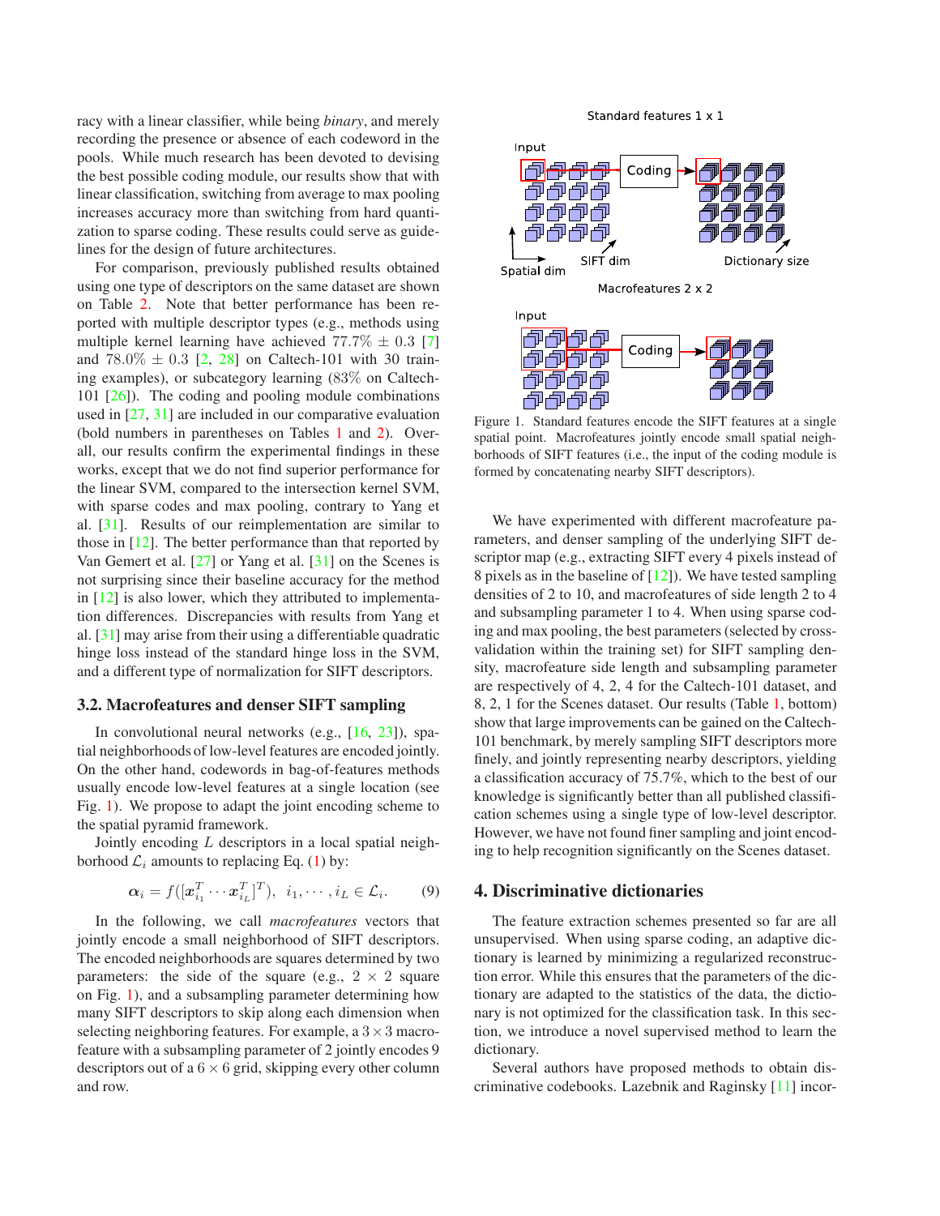racy with a linear classifier, while being *binary*, and merely recording the presence or absence of each codeword in the pools. While much research has been devoted to devising the best possible coding module, our results show that with linear classification, switching from average to max pooling increases accuracy more than switching from hard quantization to sparse coding. These results could serve as guidelines for the design of future architectures.

For comparison, previously published results obtained using one type of descriptors on the same dataset are shown on Table 2. Note that better performance has been reported with multiple descriptor types (e.g., methods using multiple kernel learning have achieved $77.7\% \pm 0.3$ [7] and $78.0\% \pm 0.3$ [2, 28] on Caltech-101 with 30 training examples), or subcategory learning (83% on Caltech-101 [26]). The coding and pooling module combinations used in [27, 31] are included in our comparative evaluation (bold numbers in parentheses on Tables 1 and 2). Overall, our results confirm the experimental findings in these works, except that we do not find superior performance for the linear SVM, compared to the intersection kernel SVM, with sparse codes and max pooling, contrary to Yang et al. [31]. Results of our reimplementation are similar to those in [12]. The better performance than that reported by Van Gemert et al. [27] or Yang et al. [31] on the Scenes is not surprising since their baseline accuracy for the method in [12] is also lower, which they attributed to implementation differences. Discrepancies with results from Yang et al. [31] may arise from their using a differentiable quadratic hinge loss instead of the standard hinge loss in the SVM, and a different type of normalization for SIFT descriptors.

### 3.2. Macrofeatures and denser SIFT sampling

In convolutional neural networks (e.g., [16, 23]), spatial neighborhoods of low-level features are encoded jointly. On the other hand, codewords in bag-of-features methods usually encode low-level features at a single location (see Fig. 1). We propose to adapt the joint encoding scheme to the spatial pyramid framework.

Jointly encoding $L$ descriptors in a local spatial neighborhood $\mathcal{L}_i$ amounts to replacing Eq. (1) by:

$$\boldsymbol{\alpha}_i = f([\boldsymbol{x}_{i_1}^T \cdots \boldsymbol{x}_{i_L}^T]^T), \;\; i_1, \cdots, i_L \in \mathcal{L}_i. \tag{9}$$

In the following, we call *macrofeatures* vectors that jointly encode a small neighborhood of SIFT descriptors. The encoded neighborhoods are squares determined by two parameters: the side of the square (e.g., $2 \times 2$ square on Fig. 1), and a subsampling parameter determining how many SIFT descriptors to skip along each dimension when selecting neighboring features. For example, a $3 \times 3$ macrofeature with a subsampling parameter of 2 jointly encodes 9 descriptors out of a $6 \times 6$ grid, skipping every other column and row.

Figure 1. Standard features encode the SIFT features at a single spatial point. Macrofeatures jointly encode small spatial neighborhoods of SIFT features (i.e., the input of the coding module is formed by concatenating nearby SIFT descriptors).

We have experimented with different macrofeature parameters, and denser sampling of the underlying SIFT descriptor map (e.g., extracting SIFT every 4 pixels instead of 8 pixels as in the baseline of [12]). We have tested sampling densities of 2 to 10, and macrofeatures of side length 2 to 4 and subsampling parameter 1 to 4. When using sparse coding and max pooling, the best parameters (selected by cross-validation within the training set) for SIFT sampling density, macrofeature side length and subsampling parameter are respectively of 4, 2, 4 for the Caltech-101 dataset, and 8, 2, 1 for the Scenes dataset. Our results (Table 1, bottom) show that large improvements can be gained on the Caltech-101 benchmark, by merely sampling SIFT descriptors more finely, and jointly representing nearby descriptors, yielding a classification accuracy of 75.7%, which to the best of our knowledge is significantly better than all published classification schemes using a single type of low-level descriptor. However, we have not found finer sampling and joint encoding to help recognition significantly on the Scenes dataset.

## 4. Discriminative dictionaries

The feature extraction schemes presented so far are all unsupervised. When using sparse coding, an adaptive dictionary is learned by minimizing a regularized reconstruction error. While this ensures that the parameters of the dictionary are adapted to the statistics of the data, the dictionary is not optimized for the classification task. In this section, we introduce a novel supervised method to learn the dictionary.

Several authors have proposed methods to obtain discriminative codebooks. Lazebnik and Raginsky [11] incor-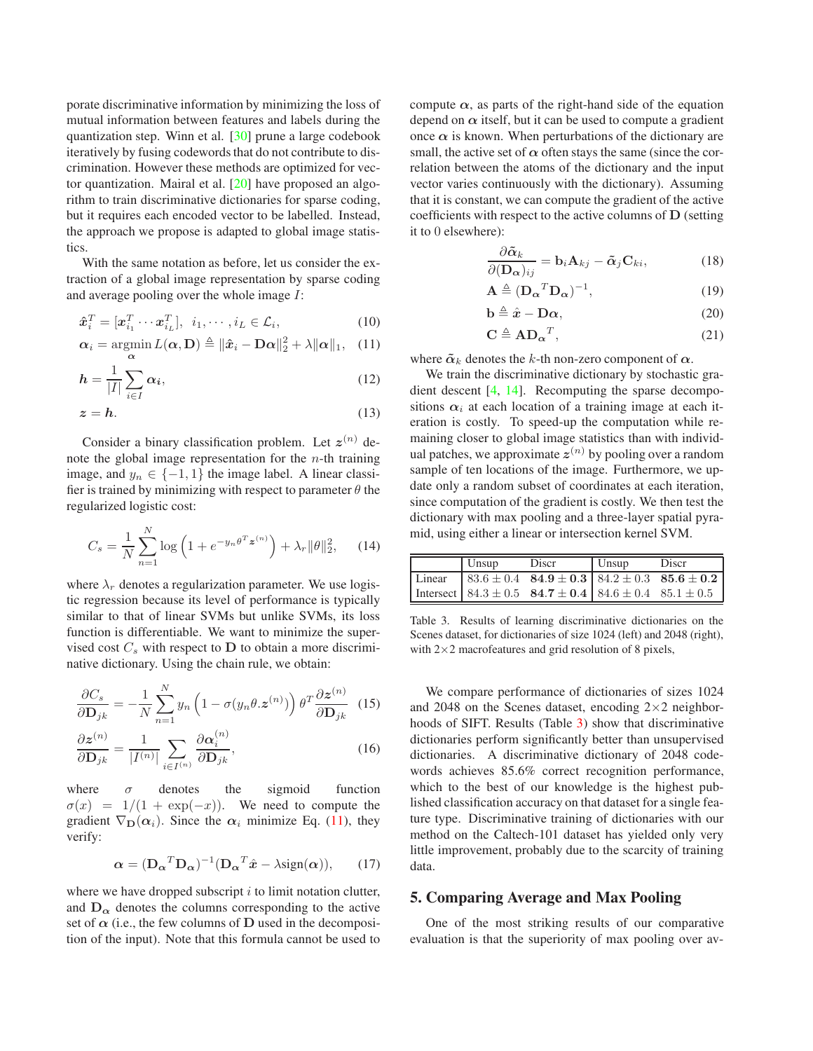porate discriminative information by minimizing the loss of mutual information between features and labels during the quantization step. Winn et al. [30] prune a large codebook iteratively by fusing codewords that do not contribute to discrimination. However these methods are optimized for vector quantization. Mairal et al. [20] have proposed an algorithm to train discriminative dictionaries for sparse coding, but it requires each encoded vector to be labelled. Instead, the approach we propose is adapted to global image statistics.

With the same notation as before, let us consider the extraction of a global image representation by sparse coding and average pooling over the whole image $I$:

$$\hat{\boldsymbol{x}}_i^T = [\boldsymbol{x}_{i_1}^T \cdots \boldsymbol{x}_{i_L}^T], \;\; i_1, \cdots, i_L \in \mathcal{L}_i, \tag{10}$$

$$\boldsymbol{\alpha}_i = \operatorname*{argmin}_{\boldsymbol{\alpha}} L(\boldsymbol{\alpha}, \mathbf{D}) \triangleq \|\hat{\boldsymbol{x}}_i - \mathbf{D}\boldsymbol{\alpha}\|_2^2 + \lambda\|\boldsymbol{\alpha}\|_1, \tag{11}$$

$$\boldsymbol{h} = \frac{1}{|I|}\sum_{i \in I} \boldsymbol{\alpha_i}, \tag{12}$$

$$\boldsymbol{z} = \boldsymbol{h}. \tag{13}$$

Consider a binary classification problem. Let $\boldsymbol{z}^{(n)}$ denote the global image representation for the $n$-th training image, and $y_n \in \{-1, 1\}$ the image label. A linear classifier is trained by minimizing with respect to parameter $\theta$ the regularized logistic cost:

$$C_s = \frac{1}{N}\sum_{n=1}^{N} \log\left(1 + e^{-y_n \theta^T \boldsymbol{z}^{(n)}}\right) + \lambda_r \|\theta\|_2^2, \tag{14}$$

where $\lambda_r$ denotes a regularization parameter. We use logistic regression because its level of performance is typically similar to that of linear SVMs but unlike SVMs, its loss function is differentiable. We want to minimize the supervised cost $C_s$ with respect to $\mathbf{D}$ to obtain a more discriminative dictionary. Using the chain rule, we obtain:

$$\frac{\partial C_s}{\partial \mathbf{D}_{jk}} = -\frac{1}{N}\sum_{n=1}^{N} y_n \left(1 - \sigma(y_n \theta . \boldsymbol{z}^{(n)})\right) \theta^T \frac{\partial \boldsymbol{z}^{(n)}}{\partial \mathbf{D}_{jk}} \tag{15}$$

$$\frac{\partial \boldsymbol{z}^{(n)}}{\partial \mathbf{D}_{jk}} = \frac{1}{|I^{(n)}|}\sum_{i \in I^{(n)}} \frac{\partial \boldsymbol{\alpha}_i^{(n)}}{\partial \mathbf{D}_{jk}}, \tag{16}$$

where $\sigma$ denotes the sigmoid function $\sigma(x) = 1/(1 + \exp(-x))$. We need to compute the gradient $\nabla_{\mathbf{D}}(\boldsymbol{\alpha}_i)$. Since the $\boldsymbol{\alpha}_i$ minimize Eq. (11), they verify:

$$\boldsymbol{\alpha} = ({\mathbf{D}_{\boldsymbol{\alpha}}}^T \mathbf{D}_{\boldsymbol{\alpha}})^{-1}({\mathbf{D}_{\boldsymbol{\alpha}}}^T \hat{\boldsymbol{x}} - \lambda \text{sign}(\boldsymbol{\alpha})), \tag{17}$$

where we have dropped subscript $i$ to limit notation clutter, and $\mathbf{D}_{\boldsymbol{\alpha}}$ denotes the columns corresponding to the active set of $\boldsymbol{\alpha}$ (i.e., the few columns of $\mathbf{D}$ used in the decomposition of the input). Note that this formula cannot be used to compute $\boldsymbol{\alpha}$, as parts of the right-hand side of the equation depend on $\boldsymbol{\alpha}$ itself, but it can be used to compute a gradient once $\boldsymbol{\alpha}$ is known. When perturbations of the dictionary are small, the active set of $\boldsymbol{\alpha}$ often stays the same (since the correlation between the atoms of the dictionary and the input vector varies continuously with the dictionary). Assuming that it is constant, we can compute the gradient of the active coefficients with respect to the active columns of $\mathbf{D}$ (setting it to 0 elsewhere):

$$\frac{\partial \tilde{\boldsymbol{\alpha}}_k}{\partial (\mathbf{D}_{\boldsymbol{\alpha}})_{ij}} = \mathbf{b}_i \mathbf{A}_{kj} - \tilde{\boldsymbol{\alpha}}_j \mathbf{C}_{ki}, \tag{18}$$

$$\mathbf{A} \triangleq ({\mathbf{D}_{\boldsymbol{\alpha}}}^T \mathbf{D}_{\boldsymbol{\alpha}})^{-1}, \tag{19}$$

$$\mathbf{b} \triangleq \hat{\boldsymbol{x}} - \mathbf{D}\boldsymbol{\alpha}, \tag{20}$$

$$\mathbf{C} \triangleq \mathbf{A}{\mathbf{D}_{\boldsymbol{\alpha}}}^T, \tag{21}$$

where $\tilde{\boldsymbol{\alpha}}_k$ denotes the $k$-th non-zero component of $\boldsymbol{\alpha}$.

We train the discriminative dictionary by stochastic gradient descent [4, 14]. Recomputing the sparse decompositions $\boldsymbol{\alpha}_i$ at each location of a training image at each iteration is costly. To speed-up the computation while remaining closer to global image statistics than with individual patches, we approximate $\boldsymbol{z}^{(n)}$ by pooling over a random sample of ten locations of the image. Furthermore, we update only a random subset of coordinates at each iteration, since computation of the gradient is costly. We then test the dictionary with max pooling and a three-layer spatial pyramid, using either a linear or intersection kernel SVM.

| | Unsup | Discr | Unsup | Discr |
|---|---|---|---|---|
| Linear | $83.6 \pm 0.4$ | $\mathbf{84.9 \pm 0.3}$ | $84.2 \pm 0.3$ | $\mathbf{85.6 \pm 0.2}$ |
| Intersect | $84.3 \pm 0.5$ | $\mathbf{84.7 \pm 0.4}$ | $84.6 \pm 0.4$ | $85.1 \pm 0.5$ |

Table 3. Results of learning discriminative dictionaries on the Scenes dataset, for dictionaries of size 1024 (left) and 2048 (right), with 2×2 macrofeatures and grid resolution of 8 pixels,

We compare performance of dictionaries of sizes 1024 and 2048 on the Scenes dataset, encoding 2×2 neighborhoods of SIFT. Results (Table 3) show that discriminative dictionaries perform significantly better than unsupervised dictionaries. A discriminative dictionary of 2048 codewords achieves 85.6% correct recognition performance, which to the best of our knowledge is the highest published classification accuracy on that dataset for a single feature type. Discriminative training of dictionaries with our method on the Caltech-101 dataset has yielded only very little improvement, probably due to the scarcity of training data.

## 5. Comparing Average and Max Pooling

One of the most striking results of our comparative evaluation is that the superiority of max pooling over av-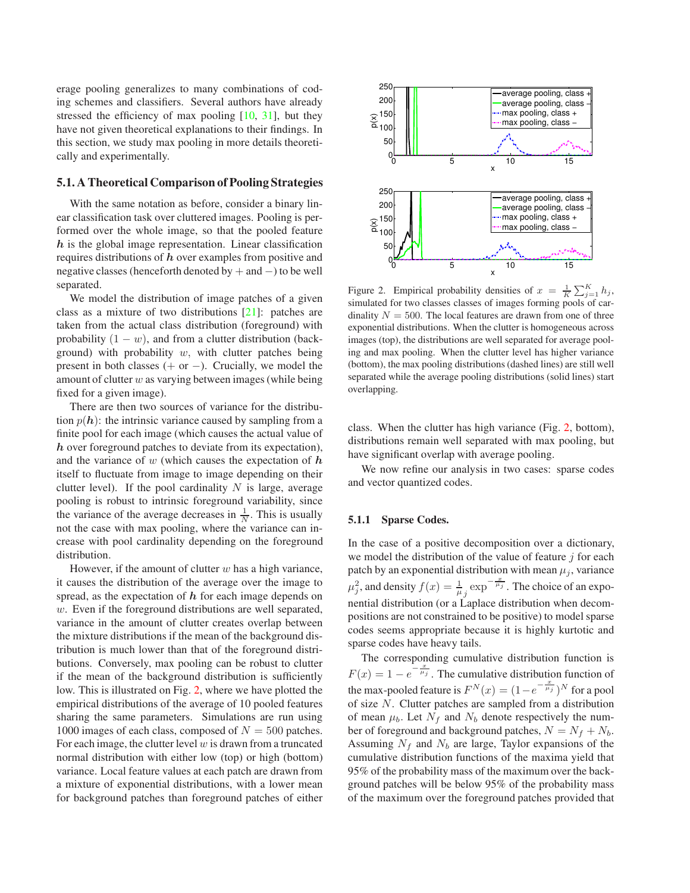erage pooling generalizes to many combinations of coding schemes and classifiers. Several authors have already stressed the efficiency of max pooling [10, 31], but they have not given theoretical explanations to their findings. In this section, we study max pooling in more details theoretically and experimentally.

### 5.1. A Theoretical Comparison of Pooling Strategies

With the same notation as before, consider a binary linear classification task over cluttered images. Pooling is performed over the whole image, so that the pooled feature $\boldsymbol{h}$ is the global image representation. Linear classification requires distributions of $\boldsymbol{h}$ over examples from positive and negative classes (henceforth denoted by $+$ and $-$) to be well separated.

We model the distribution of image patches of a given class as a mixture of two distributions [21]: patches are taken from the actual class distribution (foreground) with probability $(1-w)$, and from a clutter distribution (background) with probability $w$, with clutter patches being present in both classes ($+$ or $-$). Crucially, we model the amount of clutter $w$ as varying between images (while being fixed for a given image).

There are then two sources of variance for the distribution $p(\boldsymbol{h})$: the intrinsic variance caused by sampling from a finite pool for each image (which causes the actual value of $\boldsymbol{h}$ over foreground patches to deviate from its expectation), and the variance of $w$ (which causes the expectation of $\boldsymbol{h}$ itself to fluctuate from image to image depending on their clutter level). If the pool cardinality $N$ is large, average pooling is robust to intrinsic foreground variability, since the variance of the average decreases in $\frac{1}{N}$. This is usually not the case with max pooling, where the variance can increase with pool cardinality depending on the foreground distribution.

However, if the amount of clutter $w$ has a high variance, it causes the distribution of the average over the image to spread, as the expectation of $\boldsymbol{h}$ for each image depends on $w$. Even if the foreground distributions are well separated, variance in the amount of clutter creates overlap between the mixture distributions if the mean of the background distribution is much lower than that of the foreground distributions. Conversely, max pooling can be robust to clutter if the mean of the background distribution is sufficiently low. This is illustrated on Fig. 2, where we have plotted the empirical distributions of the average of 10 pooled features sharing the same parameters. Simulations are run using 1000 images of each class, composed of $N = 500$ patches. For each image, the clutter level $w$ is drawn from a truncated normal distribution with either low (top) or high (bottom) variance. Local feature values at each patch are drawn from a mixture of exponential distributions, with a lower mean for background patches than foreground patches of either class. When the clutter has high variance (Fig. 2, bottom), distributions remain well separated with max pooling, but have significant overlap with average pooling.

Figure 2. Empirical probability densities of $x = \frac{1}{K}\sum_{j=1}^{K} h_j$, simulated for two classes classes of images forming pools of cardinality $N = 500$. The local features are drawn from one of three exponential distributions. When the clutter is homogeneous across images (top), the distributions are well separated for average pooling and max pooling. When the clutter level has higher variance (bottom), the max pooling distributions (dashed lines) are still well separated while the average pooling distributions (solid lines) start overlapping.

We now refine our analysis in two cases: sparse codes and vector quantized codes.

#### 5.1.1 Sparse Codes.

In the case of a positive decomposition over a dictionary, we model the distribution of the value of feature $j$ for each patch by an exponential distribution with mean $\mu_j$, variance $\mu_j^2$, and density $f(x) = \frac{1}{\mu_j} \exp^{-\frac{x}{\mu_j}}$. The choice of an exponential distribution (or a Laplace distribution when decompositions are not constrained to be positive) to model sparse codes seems appropriate because it is highly kurtotic and sparse codes have heavy tails.

The corresponding cumulative distribution function is $F(x) = 1 - e^{-\frac{x}{\mu_j}}$. The cumulative distribution function of the max-pooled feature is $F^N(x) = (1 - e^{-\frac{x}{\mu_j}})^N$ for a pool of size $N$. Clutter patches are sampled from a distribution of mean $\mu_b$. Let $N_f$ and $N_b$ denote respectively the number of foreground and background patches, $N = N_f + N_b$. Assuming $N_f$ and $N_b$ are large, Taylor expansions of the cumulative distribution functions of the maxima yield that 95% of the probability mass of the maximum over the background patches will be below 95% of the probability mass of the maximum over the foreground patches provided that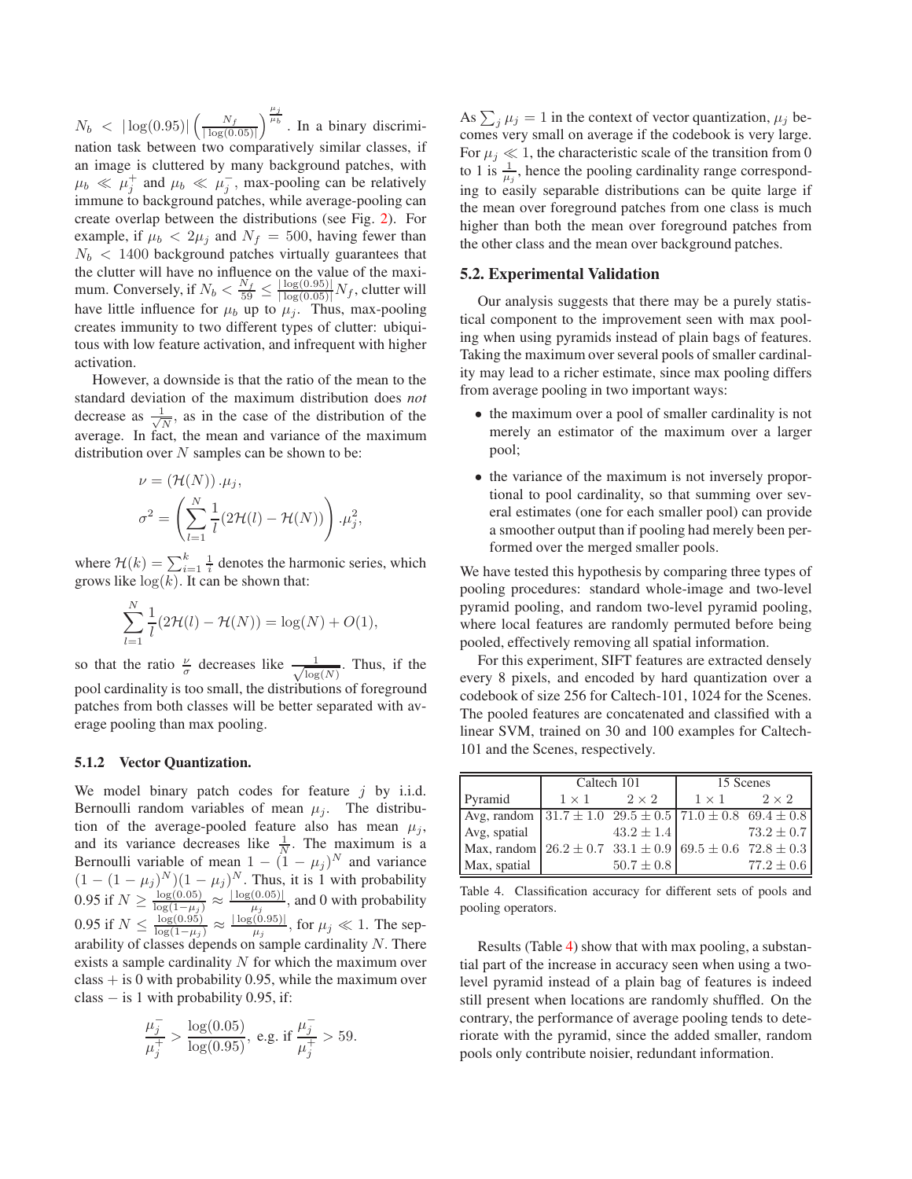$N_b < |\log(0.95)| \left(\frac{N_f}{|\log(0.05)|}\right)^{\frac{\mu_j}{\mu_b}}$. In a binary discrimination task between two comparatively similar classes, if an image is cluttered by many background patches, with $\mu_b \ll \mu_j^+$ and $\mu_b \ll \mu_j^-$, max-pooling can be relatively immune to background patches, while average-pooling can create overlap between the distributions (see Fig. 2). For example, if $\mu_b < 2\mu_j$ and $N_f = 500$, having fewer than $N_b < 1400$ background patches virtually guarantees that the clutter will have no influence on the value of the maximum. Conversely, if $N_b < \frac{N_f}{59} \leq \frac{|\log(0.95)|}{|\log(0.05)|} N_f$, clutter will have little influence for $\mu_b$ up to $\mu_j$. Thus, max-pooling creates immunity to two different types of clutter: ubiquitous with low feature activation, and infrequent with higher activation.

However, a downside is that the ratio of the mean to the standard deviation of the maximum distribution does *not* decrease as $\frac{1}{\sqrt{N}}$, as in the case of the distribution of the average. In fact, the mean and variance of the maximum distribution over $N$ samples can be shown to be:

$$\nu = (\mathcal{H}(N)).\mu_j,$$

$$\sigma^2 = \left(\sum_{l=1}^{N} \frac{1}{l}(2\mathcal{H}(l) - \mathcal{H}(N))\right).\mu_j^2,$$

where $\mathcal{H}(k) = \sum_{i=1}^{k} \frac{1}{i}$ denotes the harmonic series, which grows like $\log(k)$. It can be shown that:

$$\sum_{l=1}^{N} \frac{1}{l}(2\mathcal{H}(l) - \mathcal{H}(N)) = \log(N) + O(1),$$

so that the ratio $\frac{\nu}{\sigma}$ decreases like $\frac{1}{\sqrt{\log(N)}}$. Thus, if the pool cardinality is too small, the distributions of foreground patches from both classes will be better separated with average pooling than max pooling.

### 5.1.2 Vector Quantization.

We model binary patch codes for feature $j$ by i.i.d. Bernoulli random variables of mean $\mu_j$. The distribution of the average-pooled feature also has mean $\mu_j$, and its variance decreases like $\frac{1}{N}$. The maximum is a Bernoulli variable of mean $1 - (1 - \mu_j)^N$ and variance $(1 - (1 - \mu_j)^N)(1 - \mu_j)^N$. Thus, it is 1 with probability 0.95 if $N \geq \frac{\log(0.05)}{\log(1-\mu_j)} \approx \frac{|\log(0.05)|}{\mu_j}$, and 0 with probability 0.95 if $N \leq \frac{\log(0.95)}{\log(1-\mu_j)} \approx \frac{|\log(0.95)|}{\mu_j}$, for $\mu_j \ll 1$. The separability of classes depends on sample cardinality $N$. There exists a sample cardinality $N$ for which the maximum over class + is 0 with probability 0.95, while the maximum over class − is 1 with probability 0.95, if:

$$\frac{\mu_j^-}{\mu_j^+} > \frac{\log(0.05)}{\log(0.95)}, \text{ e.g. if } \frac{\mu_j^-}{\mu_j^+} > 59.$$

As $\sum_j \mu_j = 1$ in the context of vector quantization, $\mu_j$ becomes very small on average if the codebook is very large. For $\mu_j \ll 1$, the characteristic scale of the transition from 0 to 1 is $\frac{1}{\mu_j}$, hence the pooling cardinality range corresponding to easily separable distributions can be quite large if the mean over foreground patches from one class is much higher than both the mean over foreground patches from the other class and the mean over background patches.

## 5.2. Experimental Validation

Our analysis suggests that there may be a purely statistical component to the improvement seen with max pooling when using pyramids instead of plain bags of features. Taking the maximum over several pools of smaller cardinality may lead to a richer estimate, since max pooling differs from average pooling in two important ways:

- the maximum over a pool of smaller cardinality is not merely an estimator of the maximum over a larger pool;
- the variance of the maximum is not inversely proportional to pool cardinality, so that summing over several estimates (one for each smaller pool) can provide a smoother output than if pooling had merely been performed over the merged smaller pools.

We have tested this hypothesis by comparing three types of pooling procedures: standard whole-image and two-level pyramid pooling, and random two-level pyramid pooling, where local features are randomly permuted before being pooled, effectively removing all spatial information.

For this experiment, SIFT features are extracted densely every 8 pixels, and encoded by hard quantization over a codebook of size 256 for Caltech-101, 1024 for the Scenes. The pooled features are concatenated and classified with a linear SVM, trained on 30 and 100 examples for Caltech-101 and the Scenes, respectively.

| | Caltech 101 | | 15 Scenes | |
|---|---|---|---|---|
| Pyramid | $1 \times 1$ | $2 \times 2$ | $1 \times 1$ | $2 \times 2$ |
| Avg, random | $31.7 \pm 1.0$ | $29.5 \pm 0.5$ | $71.0 \pm 0.8$ | $69.4 \pm 0.8$ |
| Avg, spatial | | $43.2 \pm 1.4$ | | $73.2 \pm 0.7$ |
| Max, random | $26.2 \pm 0.7$ | $33.1 \pm 0.9$ | $69.5 \pm 0.6$ | $72.8 \pm 0.3$ |
| Max, spatial | | $50.7 \pm 0.8$ | | $77.2 \pm 0.6$ |

Table 4. Classification accuracy for different sets of pools and pooling operators.

Results (Table 4) show that with max pooling, a substantial part of the increase in accuracy seen when using a two-level pyramid instead of a plain bag of features is indeed still present when locations are randomly shuffled. On the contrary, the performance of average pooling tends to deteriorate with the pyramid, since the added smaller, random pools only contribute noisier, redundant information.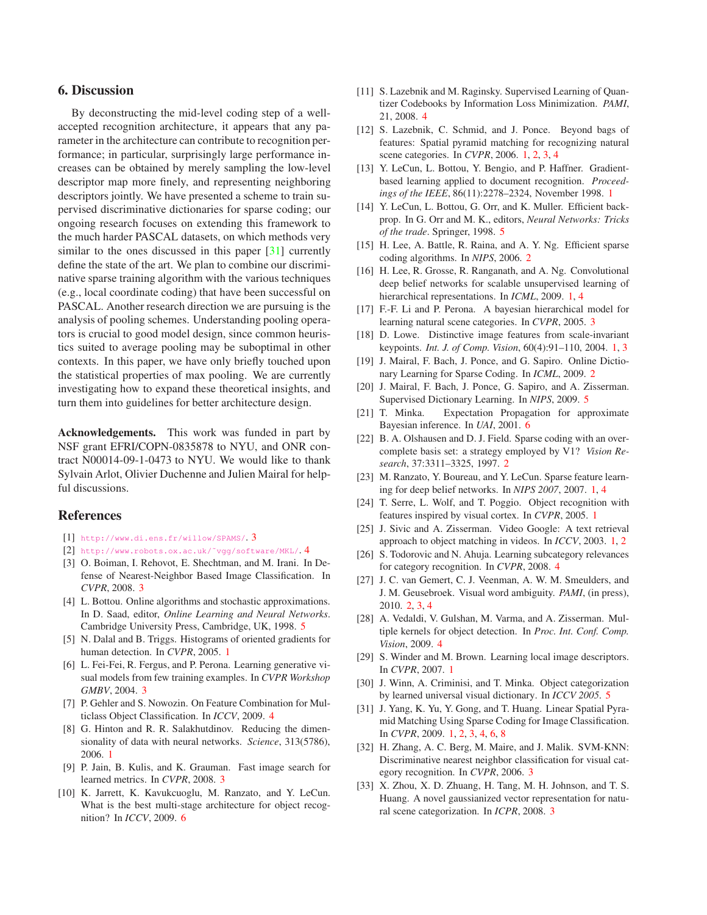## 6. Discussion

By deconstructing the mid-level coding step of a well-accepted recognition architecture, it appears that any parameter in the architecture can contribute to recognition performance; in particular, surprisingly large performance increases can be obtained by merely sampling the low-level descriptor map more finely, and representing neighboring descriptors jointly. We have presented a scheme to train supervised discriminative dictionaries for sparse coding; our ongoing research focuses on extending this framework to the much harder PASCAL datasets, on which methods very similar to the ones discussed in this paper [31] currently define the state of the art. We plan to combine our discriminative sparse training algorithm with the various techniques (e.g., local coordinate coding) that have been successful on PASCAL. Another research direction we are pursuing is the analysis of pooling schemes. Understanding pooling operators is crucial to good model design, since common heuristics suited to average pooling may be suboptimal in other contexts. In this paper, we have only briefly touched upon the statistical properties of max pooling. We are currently investigating how to expand these theoretical insights, and turn them into guidelines for better architecture design.

**Acknowledgements.** This work was funded in part by NSF grant EFRI/COPN-0835878 to NYU, and ONR contract N00014-09-1-0473 to NYU. We would like to thank Sylvain Arlot, Olivier Duchenne and Julien Mairal for helpful discussions.

## References

[1] http://www.di.ens.fr/willow/SPAMS/. 3

[2] http://www.robots.ox.ac.uk/~vgg/software/MKL/. 4

[3] O. Boiman, I. Rehovot, E. Shechtman, and M. Irani. In Defense of Nearest-Neighbor Based Image Classification. In *CVPR*, 2008. 3

[4] L. Bottou. Online algorithms and stochastic approximations. In D. Saad, editor, *Online Learning and Neural Networks*. Cambridge University Press, Cambridge, UK, 1998. 5

[5] N. Dalal and B. Triggs. Histograms of oriented gradients for human detection. In *CVPR*, 2005. 1

[6] L. Fei-Fei, R. Fergus, and P. Perona. Learning generative visual models from few training examples. In *CVPR Workshop GMBV*, 2004. 3

[7] P. Gehler and S. Nowozin. On Feature Combination for Multiclass Object Classification. In *ICCV*, 2009. 4

[8] G. Hinton and R. R. Salakhutdinov. Reducing the dimensionality of data with neural networks. *Science*, 313(5786), 2006. 1

[9] P. Jain, B. Kulis, and K. Grauman. Fast image search for learned metrics. In *CVPR*, 2008. 3

[10] K. Jarrett, K. Kavukcuoglu, M. Ranzato, and Y. LeCun. What is the best multi-stage architecture for object recognition? In *ICCV*, 2009. 6

[11] S. Lazebnik and M. Raginsky. Supervised Learning of Quantizer Codebooks by Information Loss Minimization. *PAMI*, 21, 2008. 4

[12] S. Lazebnik, C. Schmid, and J. Ponce. Beyond bags of features: Spatial pyramid matching for recognizing natural scene categories. In *CVPR*, 2006. 1, 2, 3, 4

[13] Y. LeCun, L. Bottou, Y. Bengio, and P. Haffner. Gradient-based learning applied to document recognition. *Proceedings of the IEEE*, 86(11):2278–2324, November 1998. 1

[14] Y. LeCun, L. Bottou, G. Orr, and K. Muller. Efficient backprop. In G. Orr and M. K., editors, *Neural Networks: Tricks of the trade*. Springer, 1998. 5

[15] H. Lee, A. Battle, R. Raina, and A. Y. Ng. Efficient sparse coding algorithms. In *NIPS*, 2006. 2

[16] H. Lee, R. Grosse, R. Ranganath, and A. Ng. Convolutional deep belief networks for scalable unsupervised learning of hierarchical representations. In *ICML*, 2009. 1, 4

[17] F.-F. Li and P. Perona. A bayesian hierarchical model for learning natural scene categories. In *CVPR*, 2005. 3

[18] D. Lowe. Distinctive image features from scale-invariant keypoints. *Int. J. of Comp. Vision*, 60(4):91–110, 2004. 1, 3

[19] J. Mairal, F. Bach, J. Ponce, and G. Sapiro. Online Dictionary Learning for Sparse Coding. In *ICML*, 2009. 2

[20] J. Mairal, F. Bach, J. Ponce, G. Sapiro, and A. Zisserman. Supervised Dictionary Learning. In *NIPS*, 2009. 5

[21] T. Minka. Expectation Propagation for approximate Bayesian inference. In *UAI*, 2001. 6

[22] B. A. Olshausen and D. J. Field. Sparse coding with an overcomplete basis set: a strategy employed by V1? *Vision Research*, 37:3311–3325, 1997. 2

[23] M. Ranzato, Y. Boureau, and Y. LeCun. Sparse feature learning for deep belief networks. In *NIPS 2007*, 2007. 1, 4

[24] T. Serre, L. Wolf, and T. Poggio. Object recognition with features inspired by visual cortex. In *CVPR*, 2005. 1

[25] J. Sivic and A. Zisserman. Video Google: A text retrieval approach to object matching in videos. In *ICCV*, 2003. 1, 2

[26] S. Todorovic and N. Ahuja. Learning subcategory relevances for category recognition. In *CVPR*, 2008. 4

[27] J. C. van Gemert, C. J. Veenman, A. W. M. Smeulders, and J. M. Geusebroek. Visual word ambiguity. *PAMI*, (in press), 2010. 2, 3, 4

[28] A. Vedaldi, V. Gulshan, M. Varma, and A. Zisserman. Multiple kernels for object detection. In *Proc. Int. Conf. Comp. Vision*, 2009. 4

[29] S. Winder and M. Brown. Learning local image descriptors. In *CVPR*, 2007. 1

[30] J. Winn, A. Criminisi, and T. Minka. Object categorization by learned universal visual dictionary. In *ICCV 2005*. 5

[31] J. Yang, K. Yu, Y. Gong, and T. Huang. Linear Spatial Pyramid Matching Using Sparse Coding for Image Classification. In *CVPR*, 2009. 1, 2, 3, 4, 6, 8

[32] H. Zhang, A. C. Berg, M. Maire, and J. Malik. SVM-KNN: Discriminative nearest neighbor classification for visual category recognition. In *CVPR*, 2006. 3

[33] X. Zhou, X. D. Zhuang, H. Tang, M. H. Johnson, and T. S. Huang. A novel gaussianized vector representation for natural scene categorization. In *ICPR*, 2008. 3